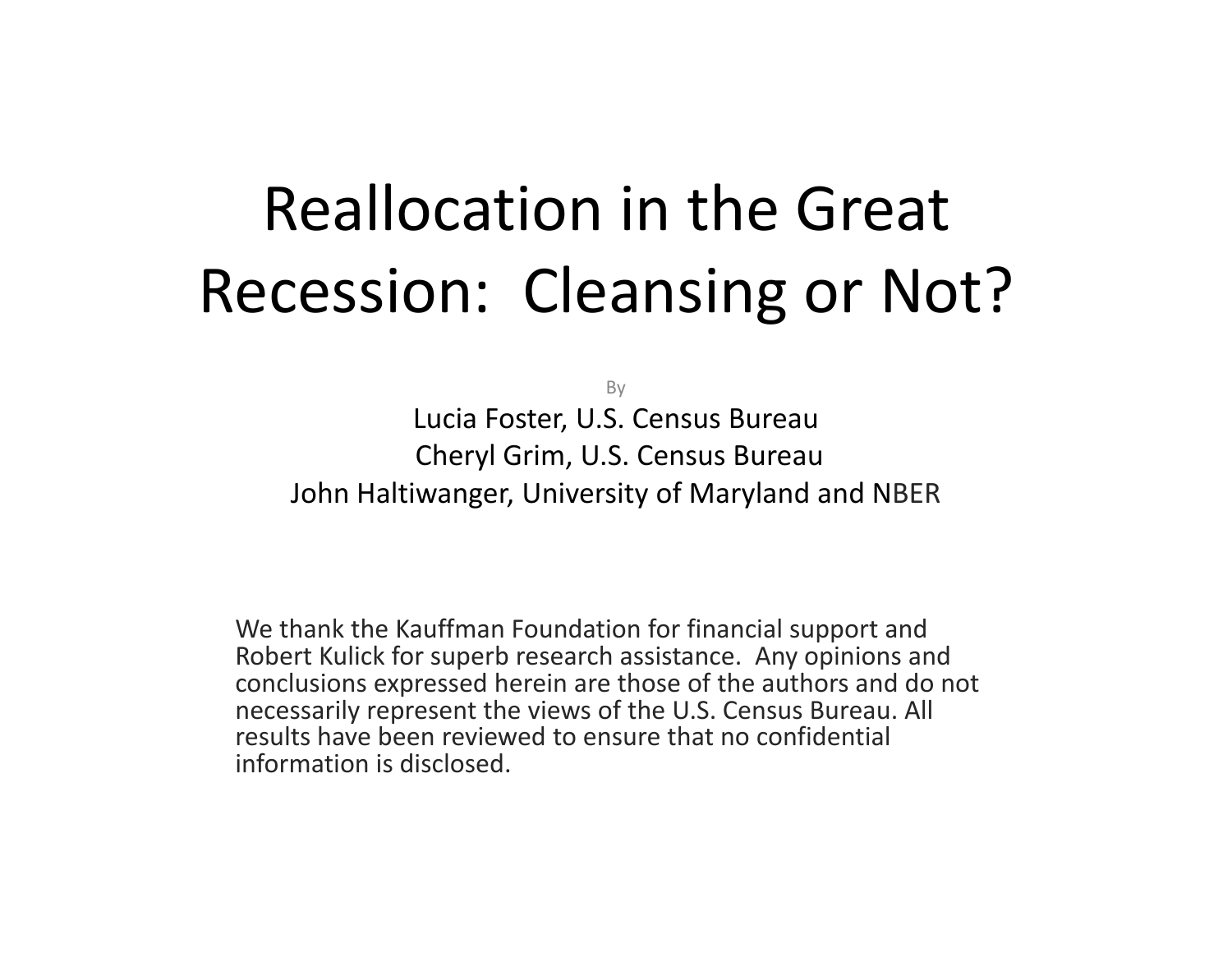# Reallocation in the Great Recession: Cleansing or Not?

By

Lucia Foster, U.S. Census Bureau

Cheryl Grim, U.S. Census Bureau

John Haltiwanger, University of Maryland and NBER

We thank the Kauffman Foundation for financial support and Robert Kulick for superb research assistance. Any opinions and conclusions expressed herein are those of the authors and do not necessarily represent the views of the U.S. Census Bureau. All results have been reviewed to ensure that no confidential information is disclosed.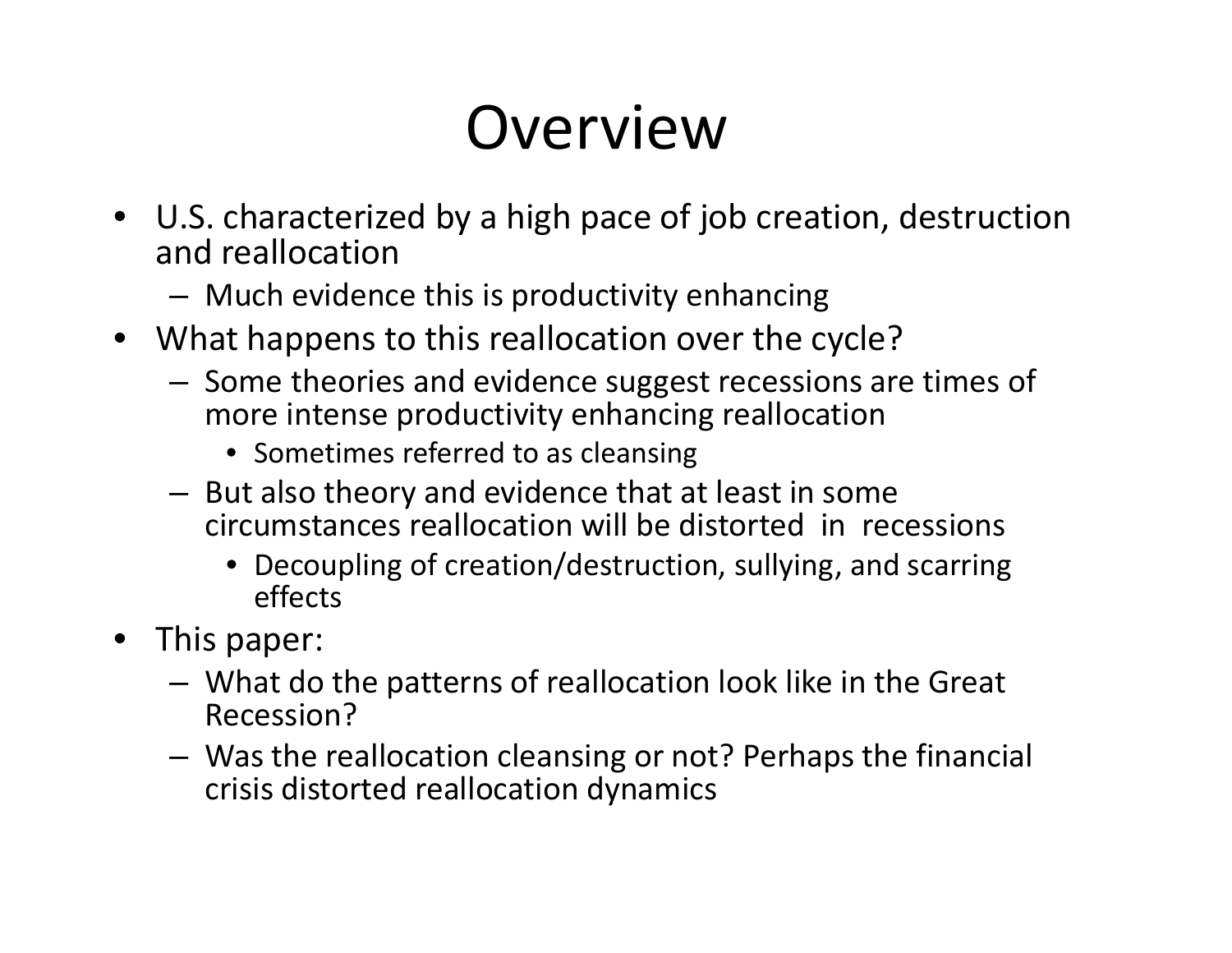# Overview

- U.S. characterized by a high pace of job creation, destruction and reallocation
  - Much evidence this is productivity enhancing
- What happens to this reallocation over the cycle?
  - Some theories and evidence suggest recessions are times of more intense productivity enhancing reallocation
    - Sometimes referred to as cleansing
  - But also theory and evidence that at least in some circumstances reallocation will be distorted in recessions
    - Decoupling of creation/destruction, sullying, and scarring effects
- This paper:
  - What do the patterns of reallocation look like in the Great Recession?
  - Was the reallocation cleansing or not? Perhaps the financial crisis distorted reallocation dynamics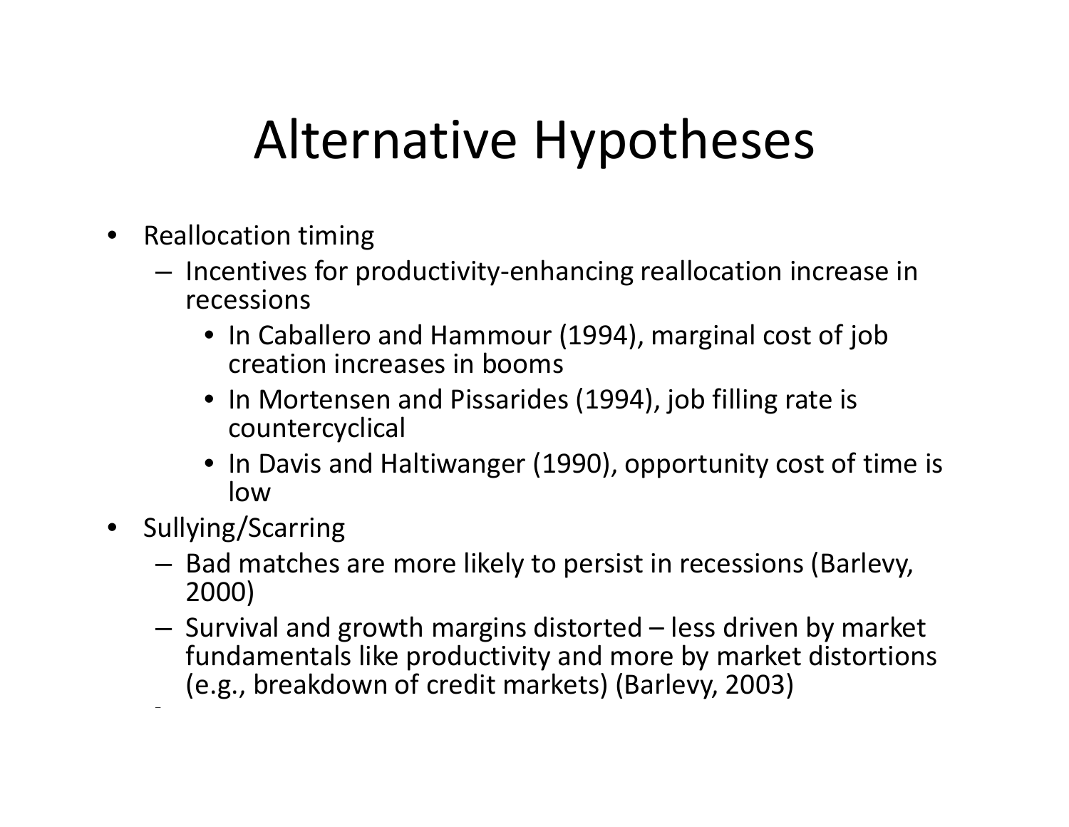# Alternative Hypotheses

- Reallocation timing
  - Incentives for productivity-enhancing reallocation increase in recessions
    - In Caballero and Hammour (1994), marginal cost of job creation increases in booms
    - In Mortensen and Pissarides (1994), job filling rate is countercyclical
    - In Davis and Haltiwanger (1990), opportunity cost of time is low
- Sullying/Scarring
  - Bad matches are more likely to persist in recessions (Barlevy, 2000)
  - Survival and growth margins distorted – less driven by market fundamentals like productivity and more by market distortions (e.g., breakdown of credit markets) (Barlevy, 2003)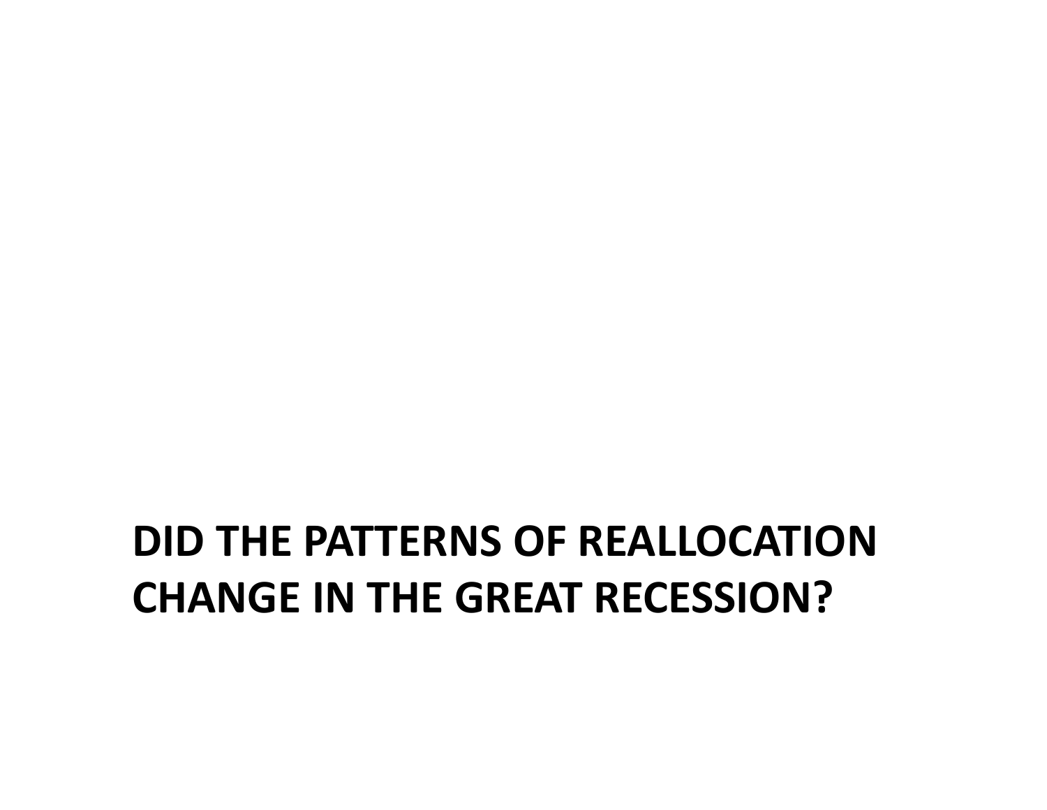# DID THE PATTERNS OF REALLOCATION CHANGE IN THE GREAT RECESSION?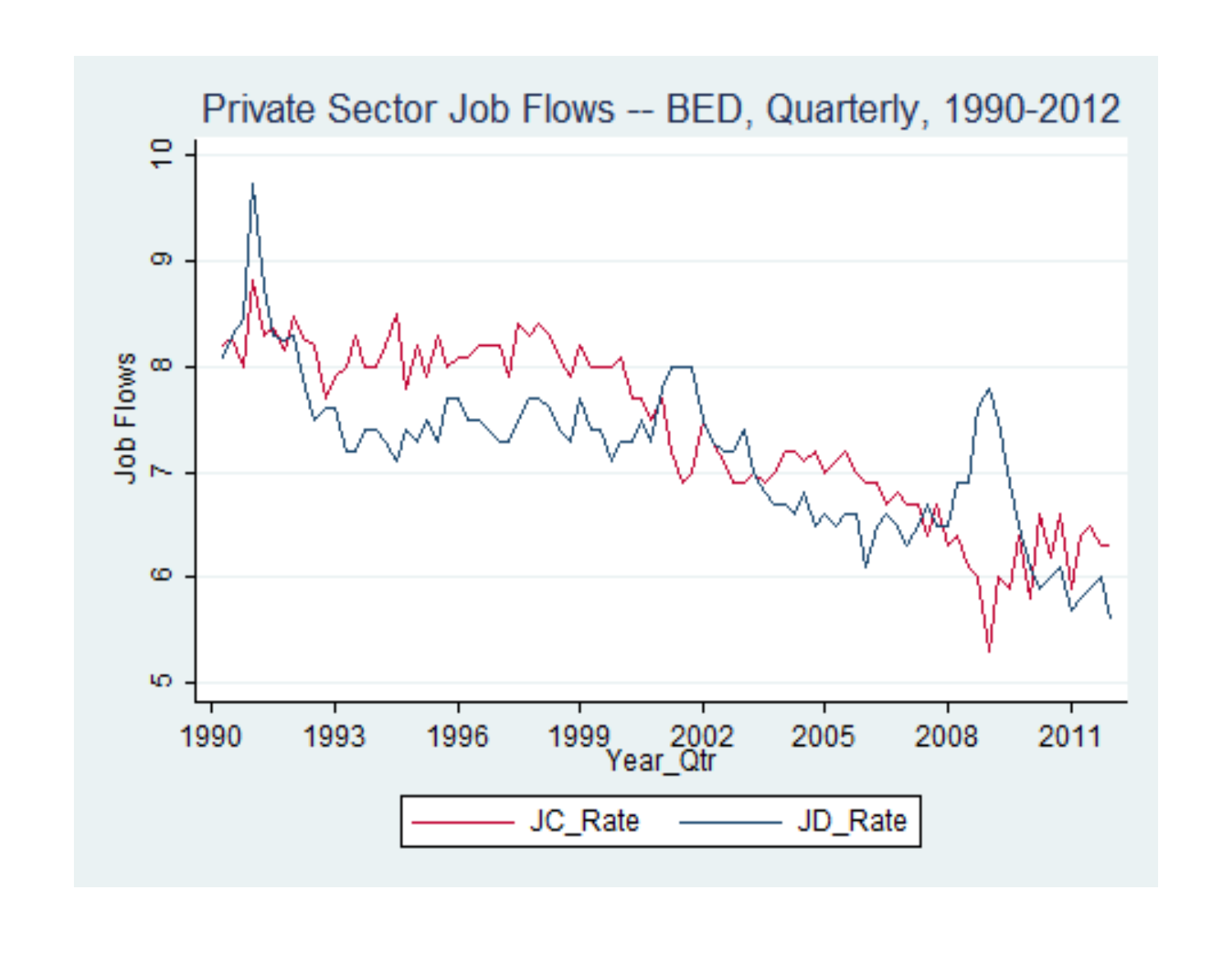Private Sector Job Flows -- BED, Quarterly, 1990-2012

Job Flows

Year_Qtr

JC_Rate JD_Rate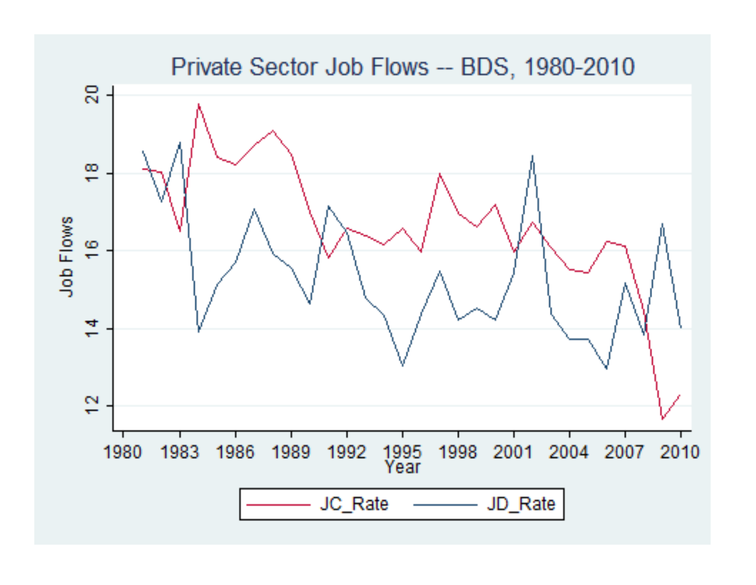Private Sector Job Flows -- BDS, 1980-2010

Job Flows

Year

JC_Rate JD_Rate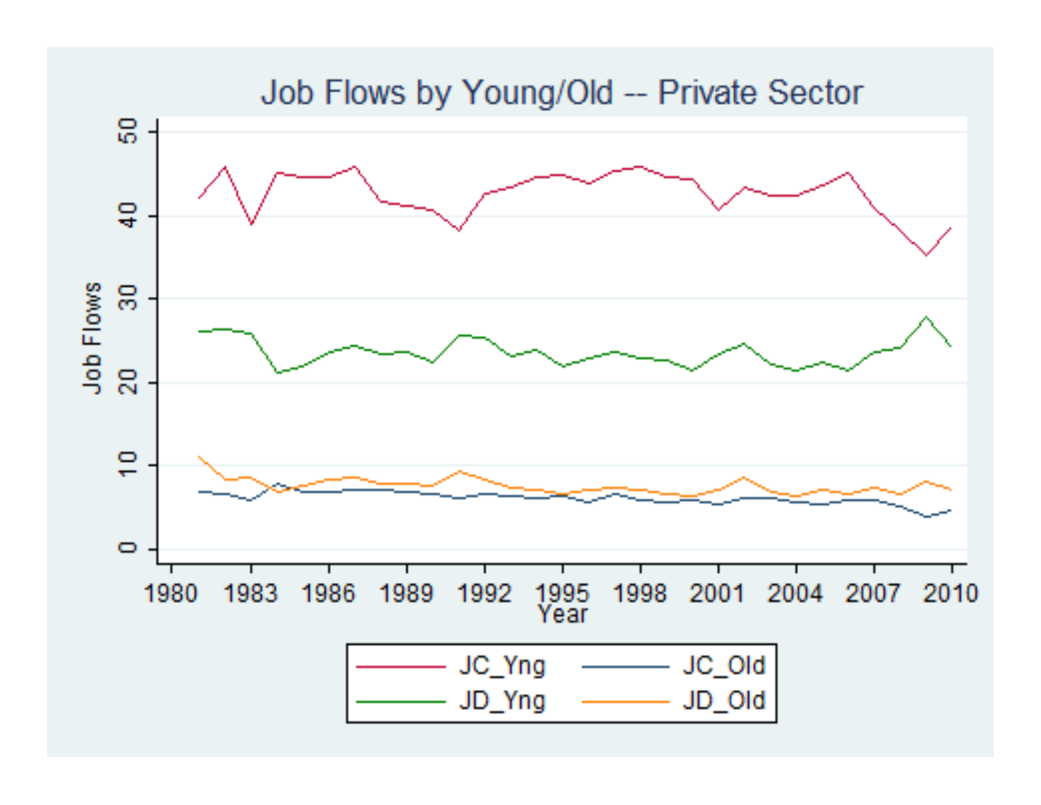Job Flows by Young/Old -- Private Sector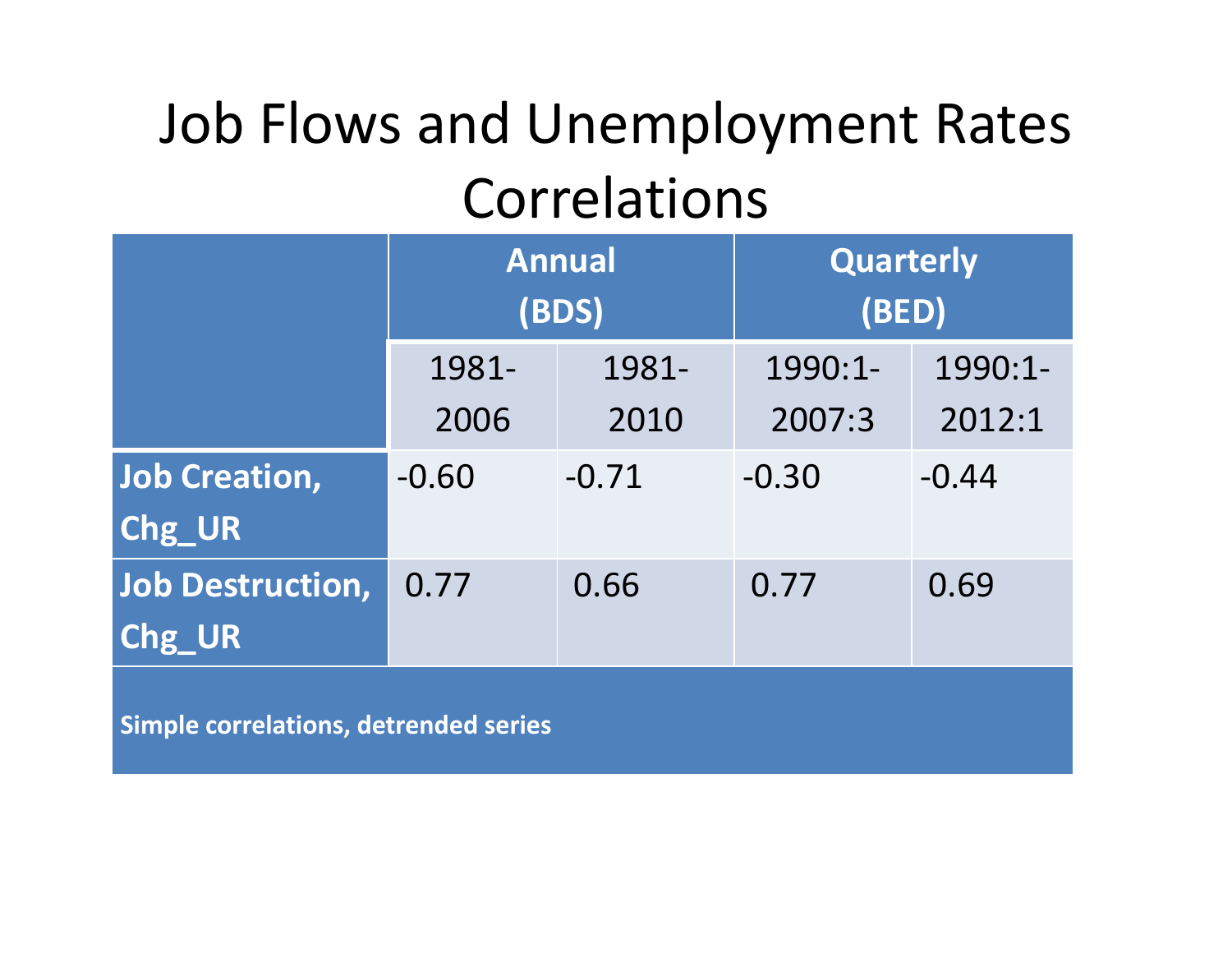# Job Flows and Unemployment Rates Correlations

| | Annual (BDS) | | Quarterly (BED) | |
|---|---|---|---|---|
| | 1981-2006 | 1981-2010 | 1990:1-2007:3 | 1990:1-2012:1 |
| **Job Creation, Chg_UR** | -0.60 | -0.71 | -0.30 | -0.44 |
| **Job Destruction, Chg_UR** | 0.77 | 0.66 | 0.77 | 0.69 |

**Simple correlations, detrended series**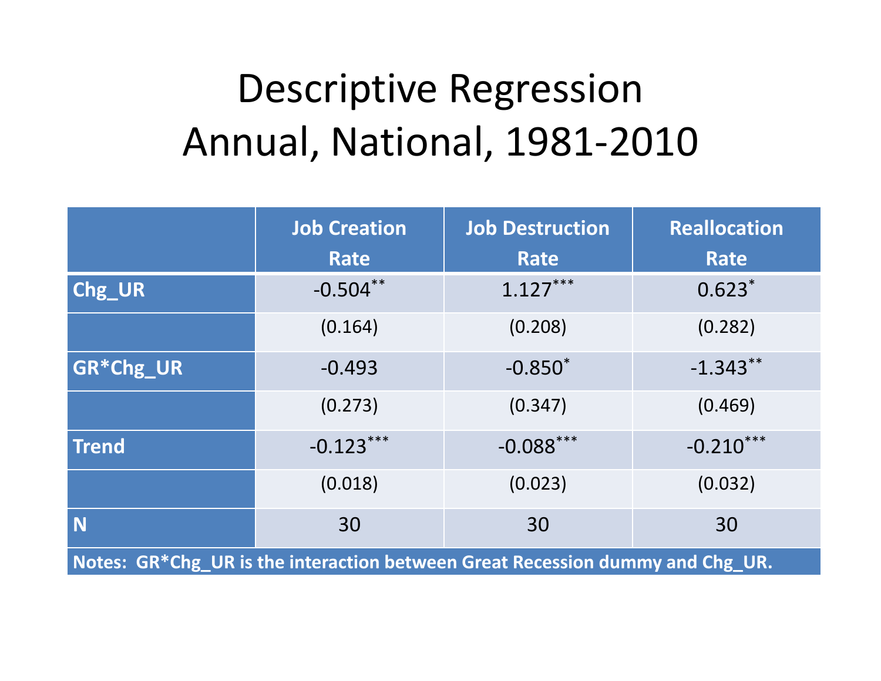# Descriptive Regression
## Annual, National, 1981-2010

| | Job Creation Rate | Job Destruction Rate | Reallocation Rate |
|---|---|---|---|
| **Chg_UR** | -0.504** | 1.127*** | 0.623* |
| | (0.164) | (0.208) | (0.282) |
| **GR*Chg_UR** | -0.493 | -0.850* | -1.343** |
| | (0.273) | (0.347) | (0.469) |
| **Trend** | -0.123*** | -0.088*** | -0.210*** |
| | (0.018) | (0.023) | (0.032) |
| **N** | 30 | 30 | 30 |

**Notes: GR*Chg_UR is the interaction between Great Recession dummy and Chg_UR.**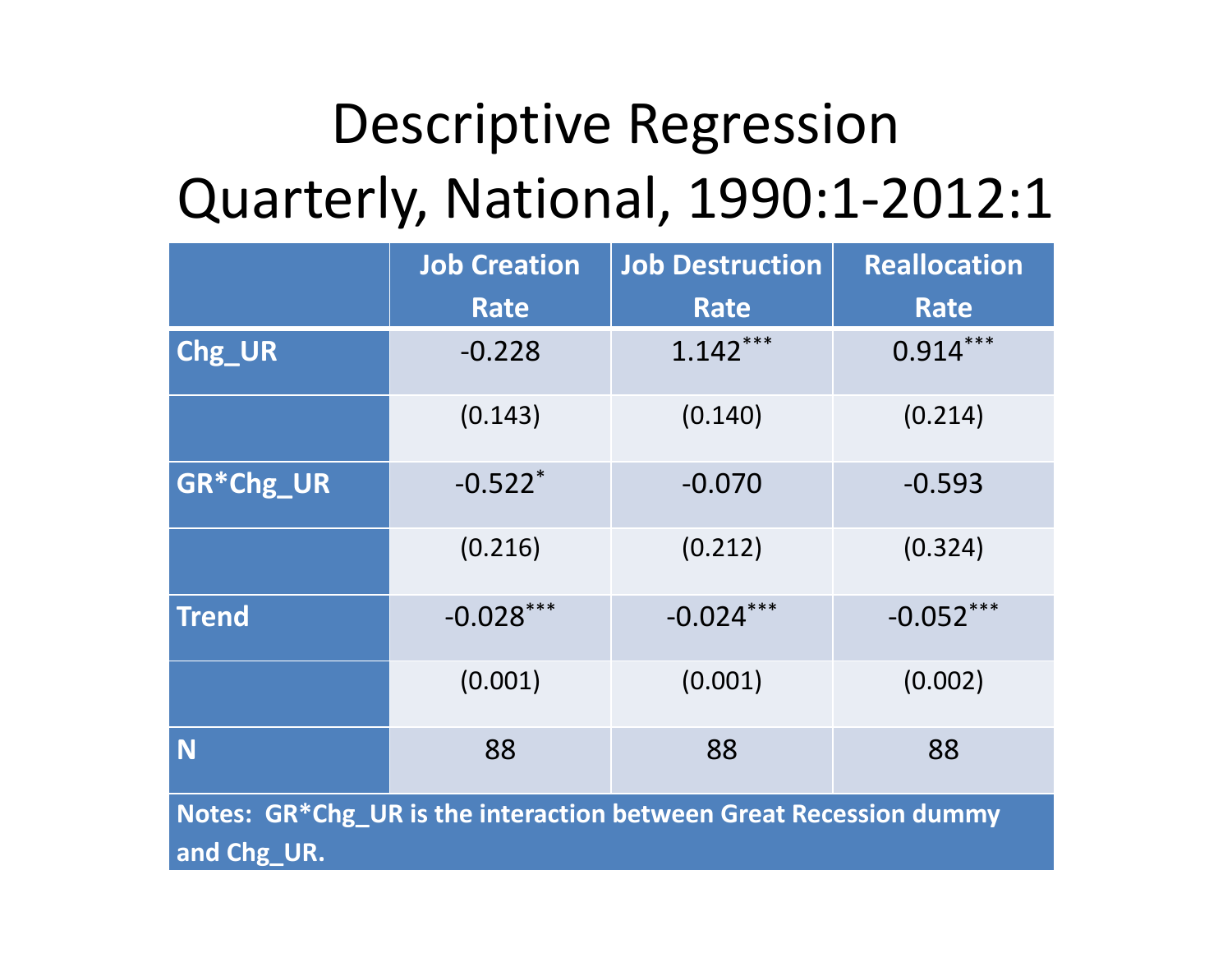# Descriptive Regression
## Quarterly, National, 1990:1-2012:1

| | Job Creation Rate | Job Destruction Rate | Reallocation Rate |
|---|---|---|---|
| Chg_UR | -0.228 | 1.142*** | 0.914*** |
| | (0.143) | (0.140) | (0.214) |
| GR*Chg_UR | -0.522* | -0.070 | -0.593 |
| | (0.216) | (0.212) | (0.324) |
| Trend | -0.028*** | -0.024*** | -0.052*** |
| | (0.001) | (0.001) | (0.002) |
| N | 88 | 88 | 88 |

**Notes: GR*Chg_UR is the interaction between Great Recession dummy and Chg_UR.**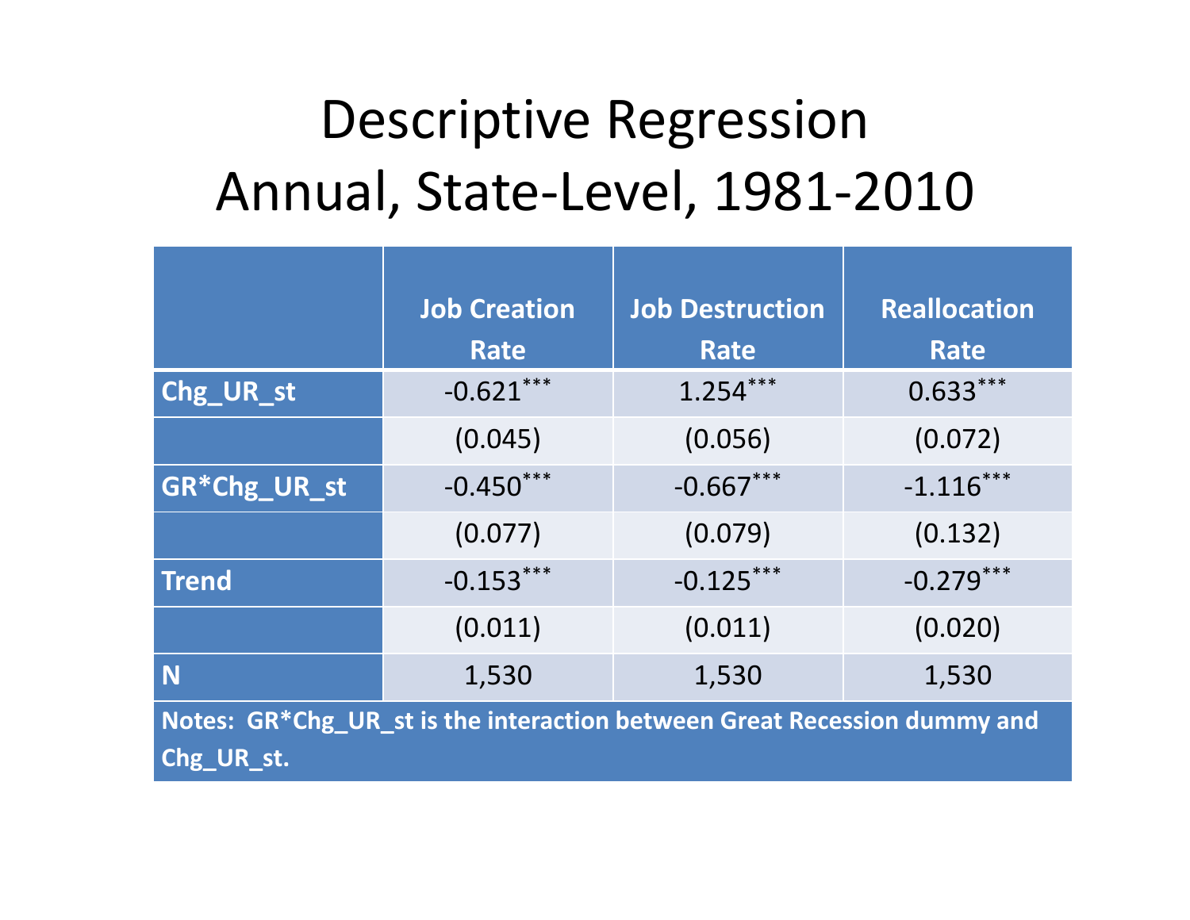# Descriptive Regression
## Annual, State-Level, 1981-2010

| | Job Creation Rate | Job Destruction Rate | Reallocation Rate |
|---|---|---|---|
| Chg_UR_st | -0.621*** | 1.254*** | 0.633*** |
| | (0.045) | (0.056) | (0.072) |
| GR*Chg_UR_st | -0.450*** | -0.667*** | -1.116*** |
| | (0.077) | (0.079) | (0.132) |
| Trend | -0.153*** | -0.125*** | -0.279*** |
| | (0.011) | (0.011) | (0.020) |
| N | 1,530 | 1,530 | 1,530 |

**Notes: GR*Chg_UR_st is the interaction between Great Recession dummy and Chg_UR_st.**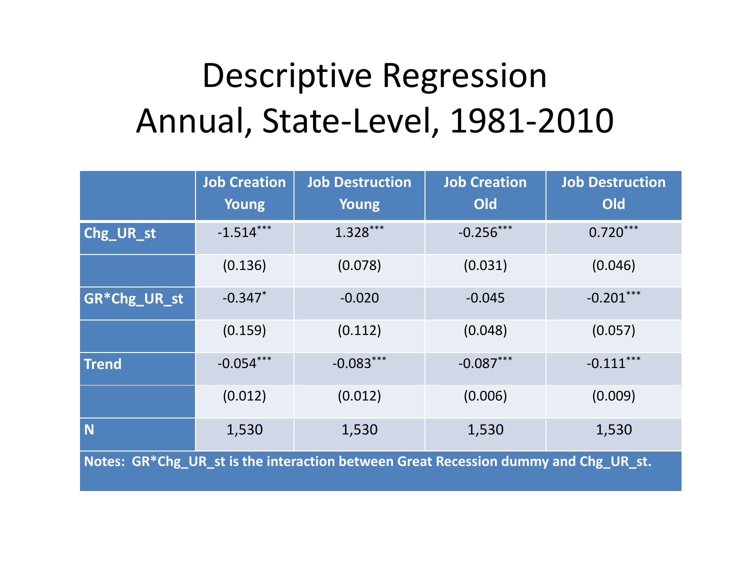# Descriptive Regression
## Annual, State-Level, 1981-2010

| | Job Creation Young | Job Destruction Young | Job Creation Old | Job Destruction Old |
|---|---|---|---|---|
| **Chg_UR_st** | -1.514*** | 1.328*** | -0.256*** | 0.720*** |
| | (0.136) | (0.078) | (0.031) | (0.046) |
| **GR*Chg_UR_st** | -0.347* | -0.020 | -0.045 | -0.201*** |
| | (0.159) | (0.112) | (0.048) | (0.057) |
| **Trend** | -0.054*** | -0.083*** | -0.087*** | -0.111*** |
| | (0.012) | (0.012) | (0.006) | (0.009) |
| **N** | 1,530 | 1,530 | 1,530 | 1,530 |

**Notes: GR*Chg_UR_st is the interaction between Great Recession dummy and Chg_UR_st.**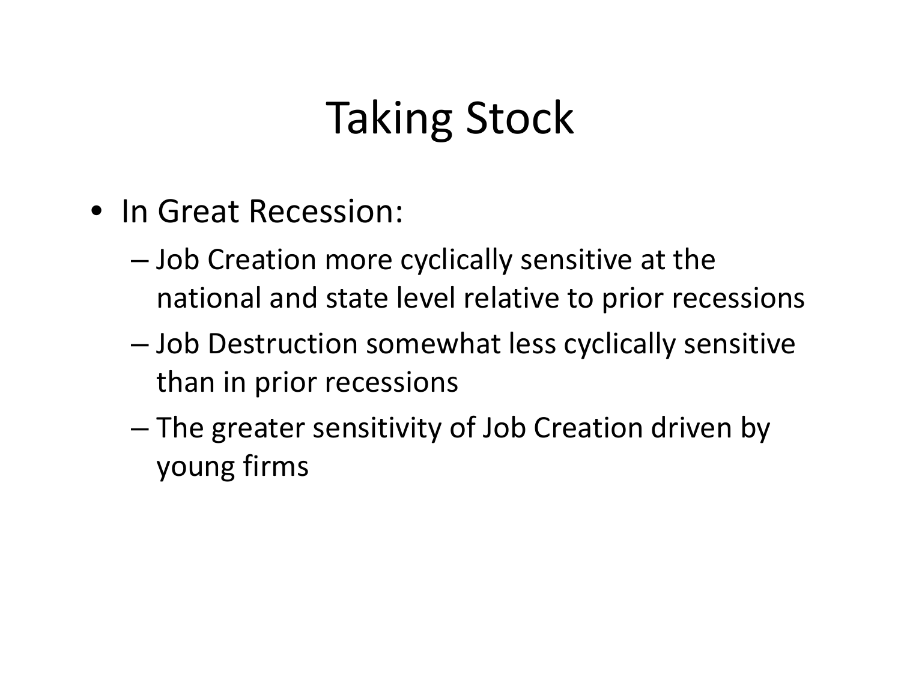# Taking Stock

- In Great Recession:
  - Job Creation more cyclically sensitive at the national and state level relative to prior recessions
  - Job Destruction somewhat less cyclically sensitive than in prior recessions
  - The greater sensitivity of Job Creation driven by young firms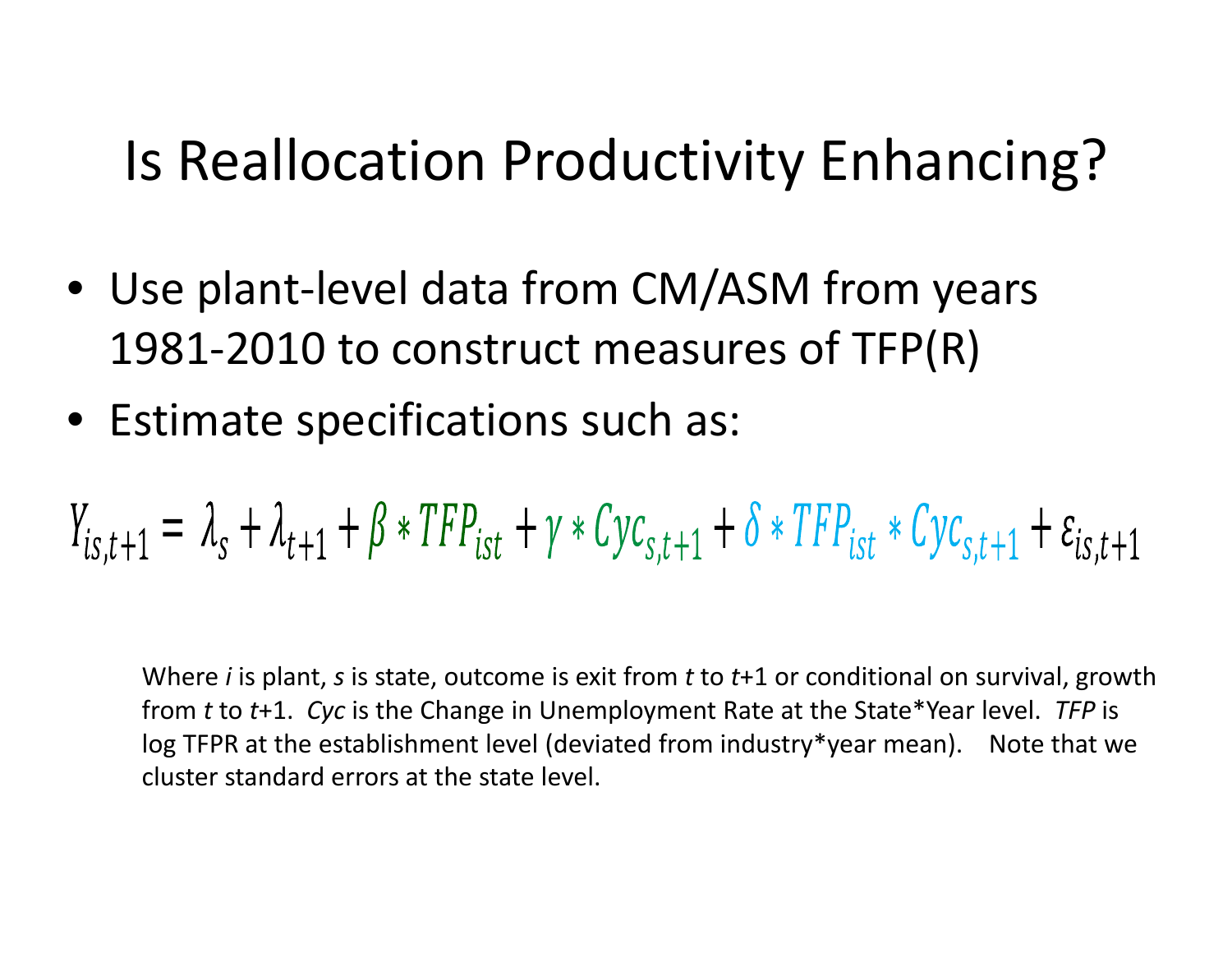# Is Reallocation Productivity Enhancing?

- Use plant-level data from CM/ASM from years 1981-2010 to construct measures of TFP(R)
- Estimate specifications such as:

$$Y_{is,t+1} = \lambda_s + \lambda_{t+1} + \beta * TFP_{ist} + \gamma * Cyc_{s,t+1} + \delta * TFP_{ist} * Cyc_{s,t+1} + \varepsilon_{is,t+1}$$

Where *i* is plant, *s* is state, outcome is exit from *t* to *t*+1 or conditional on survival, growth from *t* to *t*+1. *Cyc* is the Change in Unemployment Rate at the State*Year level. *TFP* is log TFPR at the establishment level (deviated from industry*year mean). Note that we cluster standard errors at the state level.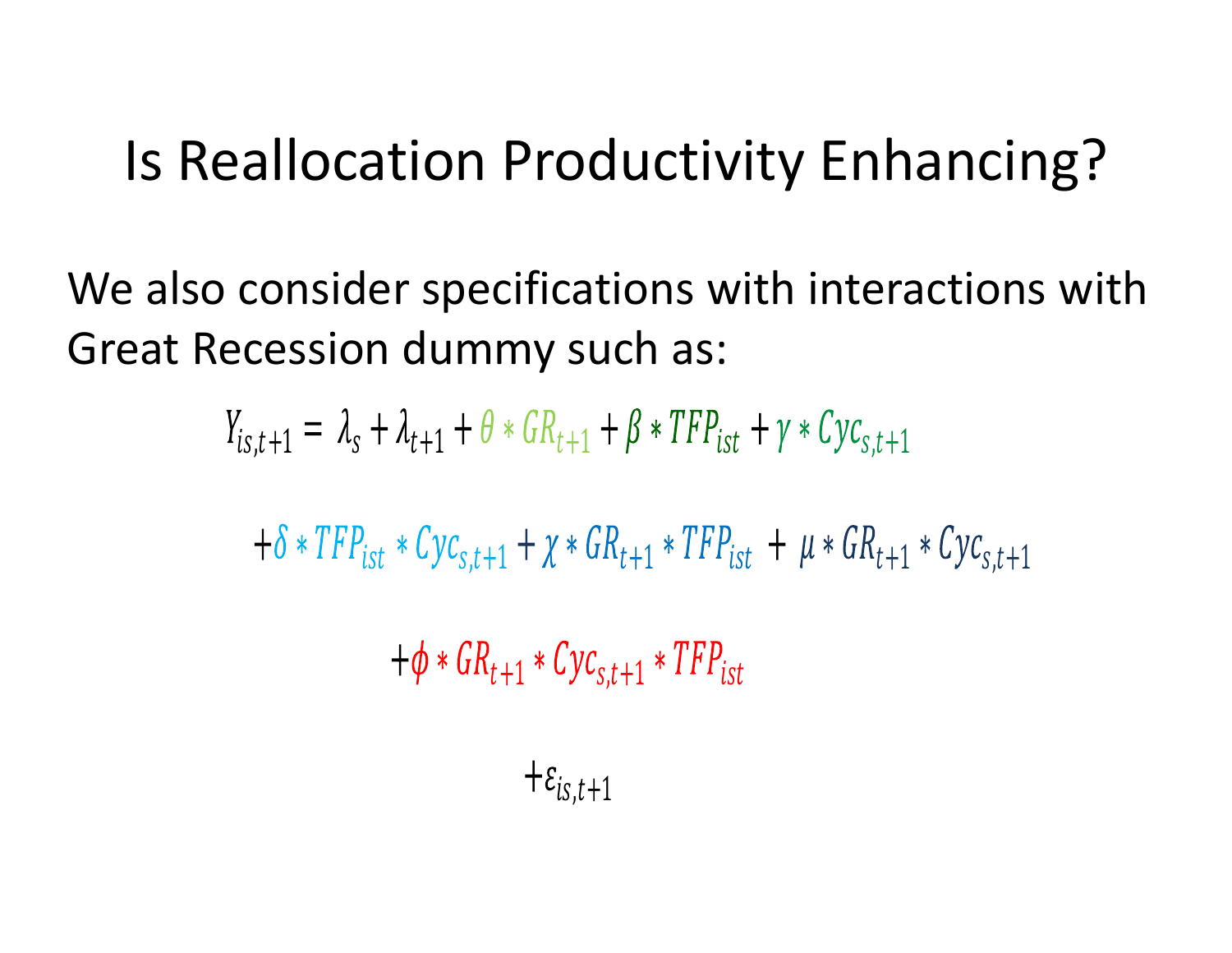# Is Reallocation Productivity Enhancing?

We also consider specifications with interactions with Great Recession dummy such as:

$$Y_{is,t+1} = \lambda_s + \lambda_{t+1} + \theta * GR_{t+1} + \beta * TFP_{ist} + \gamma * Cyc_{s,t+1}$$

$$+\delta * TFP_{ist} * Cyc_{s,t+1} + \chi * GR_{t+1} * TFP_{ist} + \mu * GR_{t+1} * Cyc_{s,t+1}$$

$$+\phi * GR_{t+1} * Cyc_{s,t+1} * TFP_{ist}$$

$$+\varepsilon_{is,t+1}$$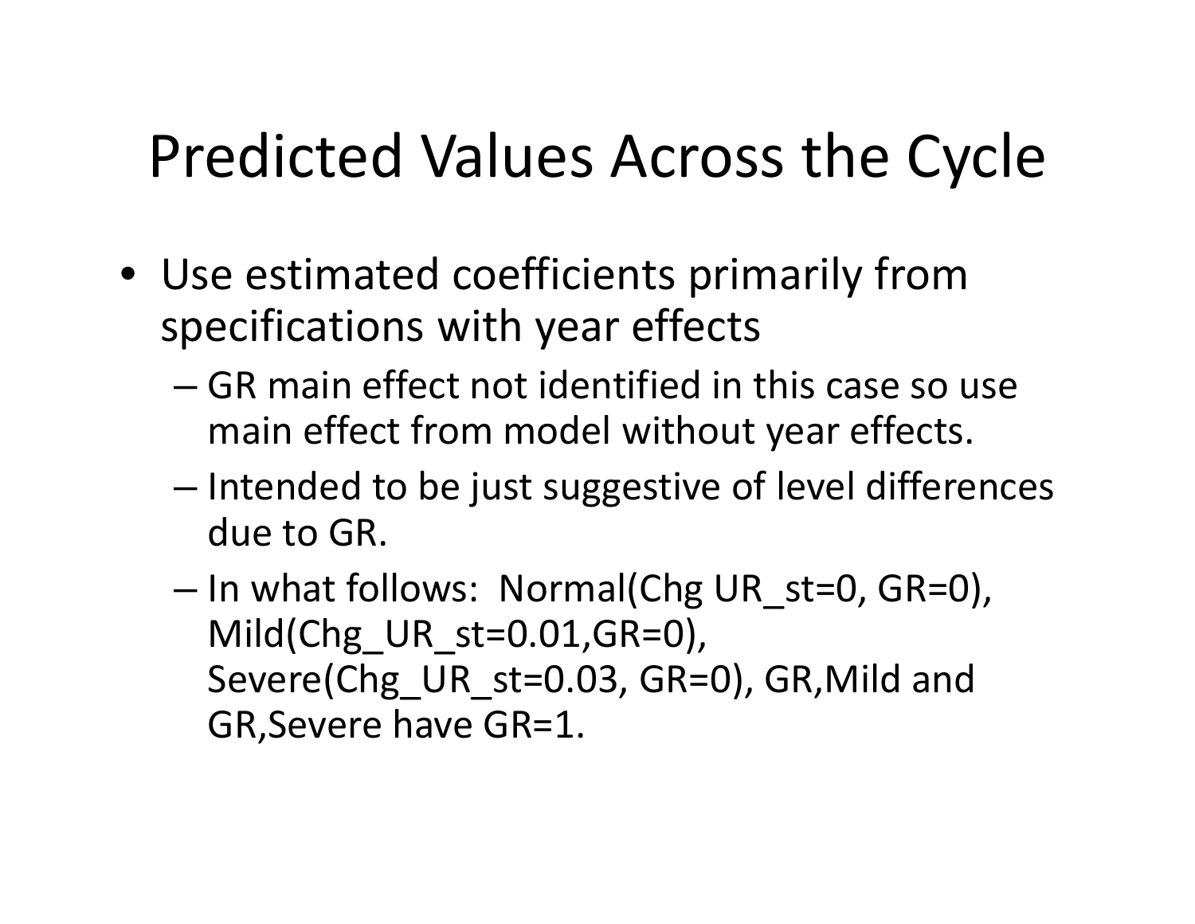# Predicted Values Across the Cycle

- Use estimated coefficients primarily from specifications with year effects
  - GR main effect not identified in this case so use main effect from model without year effects.
  - Intended to be just suggestive of level differences due to GR.
  - In what follows: Normal(Chg UR_st=0, GR=0), Mild(Chg_UR_st=0.01,GR=0), Severe(Chg_UR_st=0.03, GR=0), GR,Mild and GR,Severe have GR=1.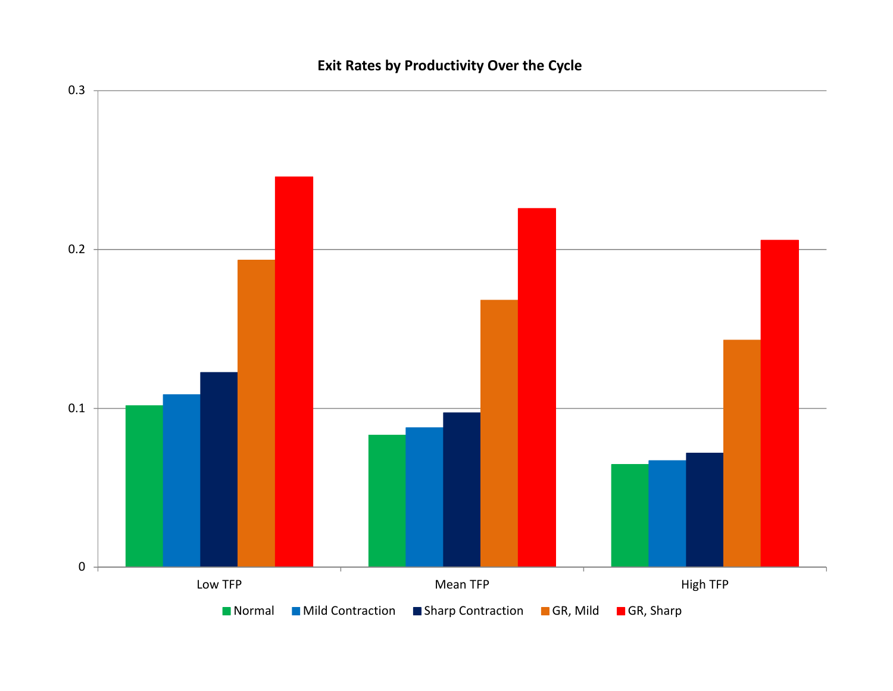**Exit Rates by Productivity Over the Cycle**

| | Normal | Mild Contraction | Sharp Contraction | GR, Mild | GR, Sharp |
|---|---|---|---|---|---|
| Low TFP | 0.102 | 0.109 | 0.123 | 0.194 | 0.246 |
| Mean TFP | 0.083 | 0.088 | 0.098 | 0.168 | 0.226 |
| High TFP | 0.065 | 0.067 | 0.072 | 0.143 | 0.206 |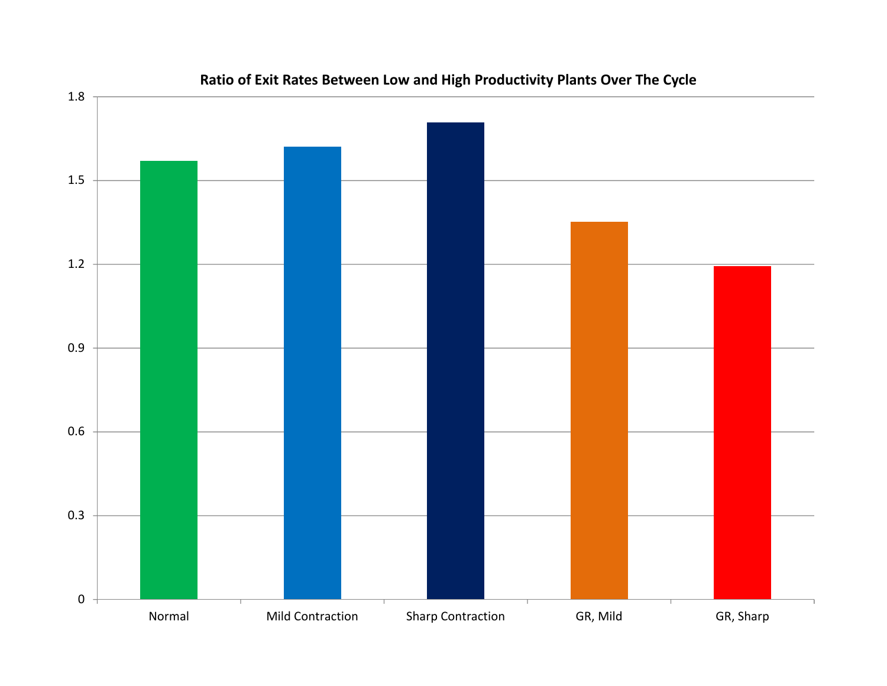**Ratio of Exit Rates Between Low and High Productivity Plants Over The Cycle**

| Category | Ratio |
| --- | --- |
| Normal | 1.57 |
| Mild Contraction | 1.62 |
| Sharp Contraction | 1.71 |
| GR, Mild | 1.35 |
| GR, Sharp | 1.19 |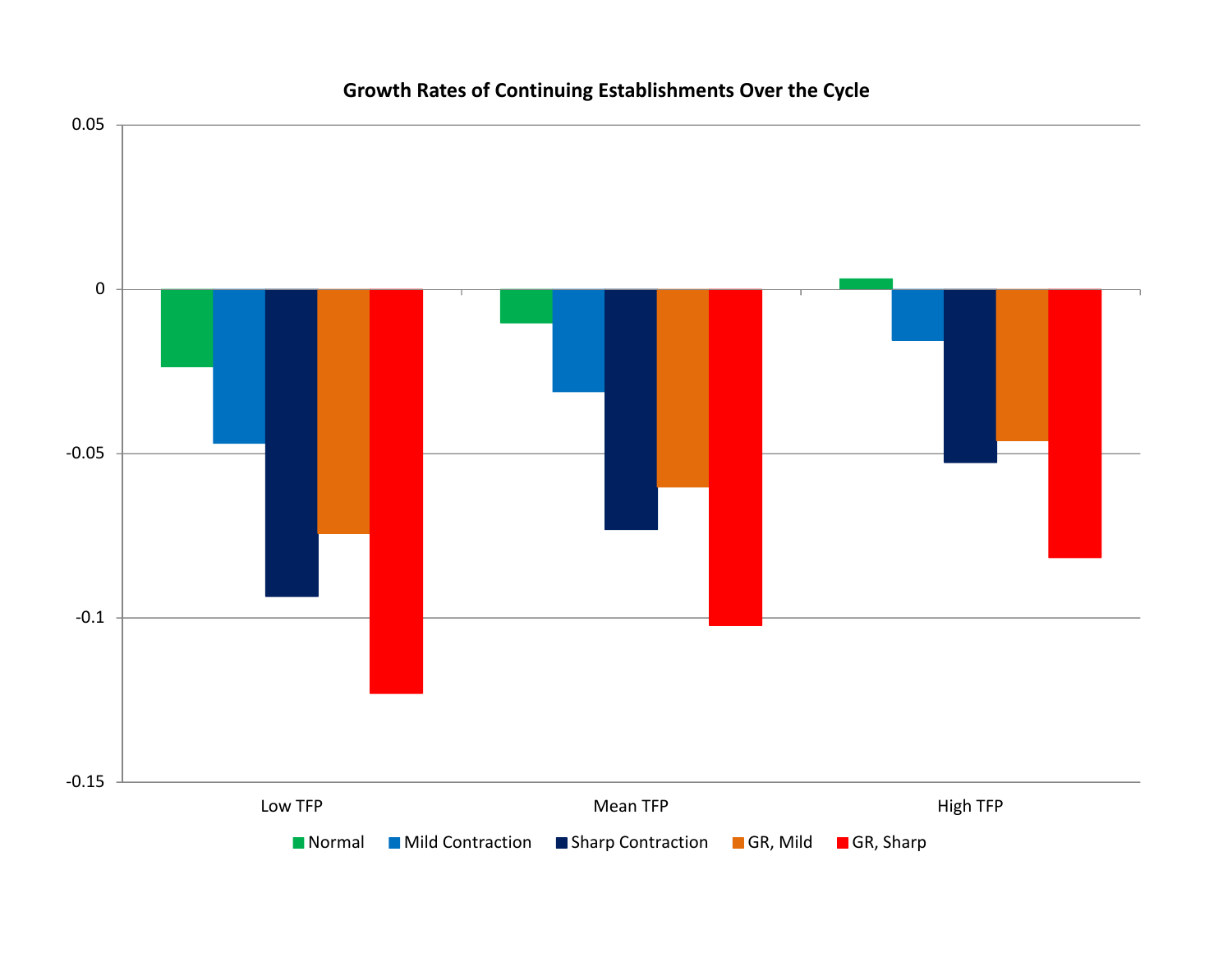**Growth Rates of Continuing Establishments Over the Cycle**

Low TFP, Mean TFP, High TFP

Normal, Mild Contraction, Sharp Contraction, GR, Mild, GR, Sharp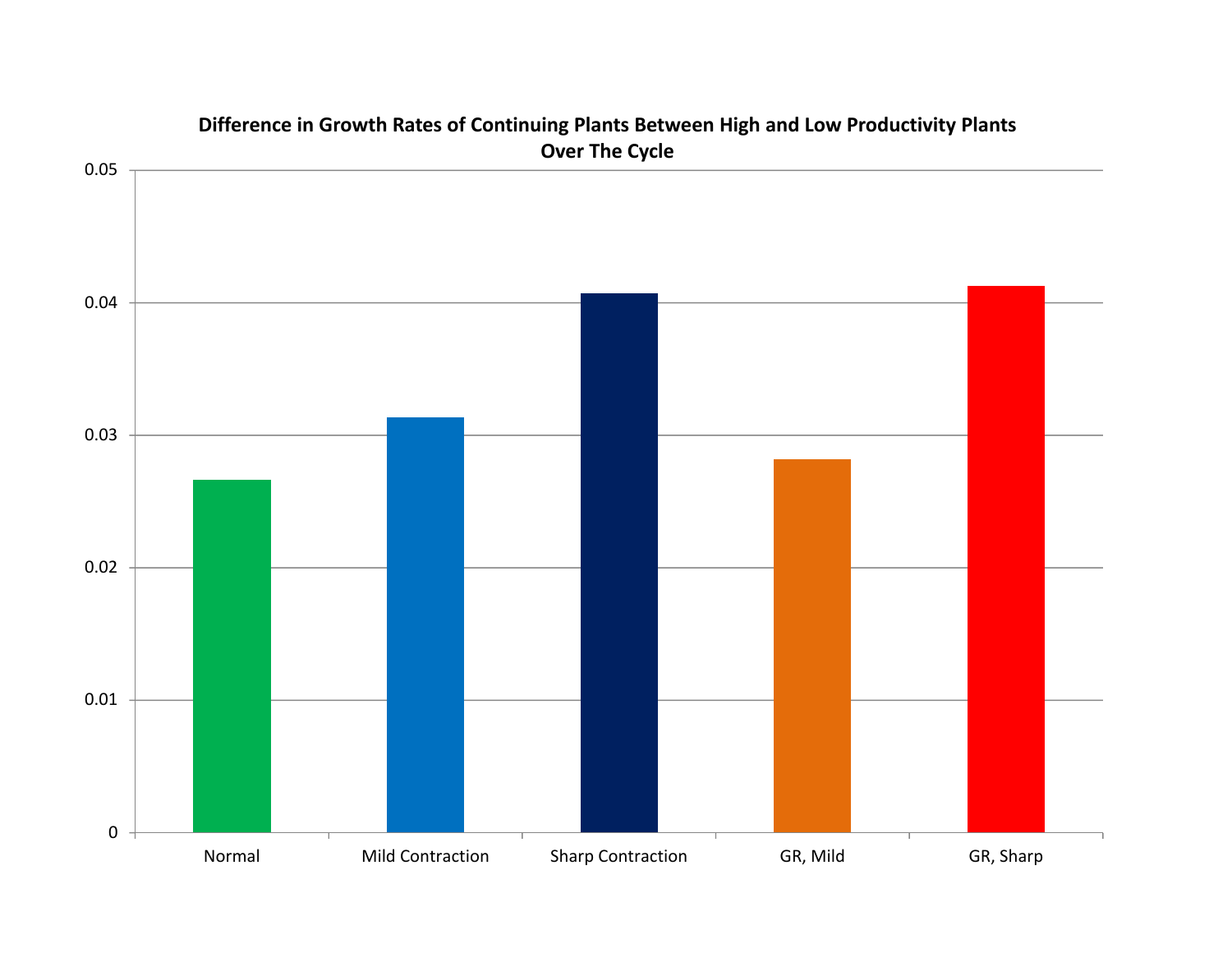**Difference in Growth Rates of Continuing Plants Between High and Low Productivity Plants Over The Cycle**

0.05

0.04

0.03

0.02

0.01

0

Normal | Mild Contraction | Sharp Contraction | GR, Mild | GR, Sharp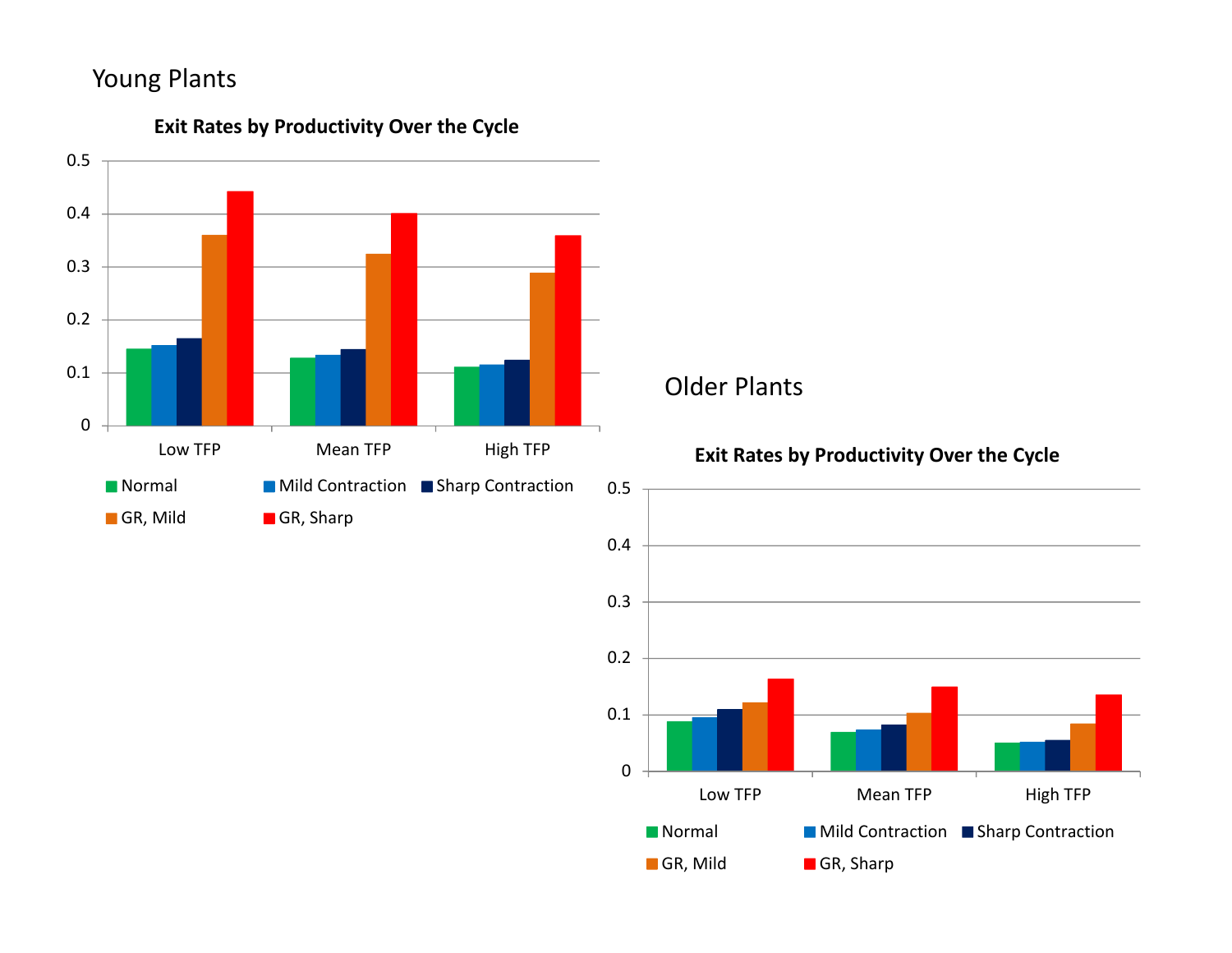## Young Plants

**Exit Rates by Productivity Over the Cycle**

Legend: Normal, Mild Contraction, Sharp Contraction, GR, Mild, GR, Sharp

Categories: Low TFP, Mean TFP, High TFP

## Older Plants

**Exit Rates by Productivity Over the Cycle**

Legend: Normal, Mild Contraction, Sharp Contraction, GR, Mild, GR, Sharp

Categories: Low TFP, Mean TFP, High TFP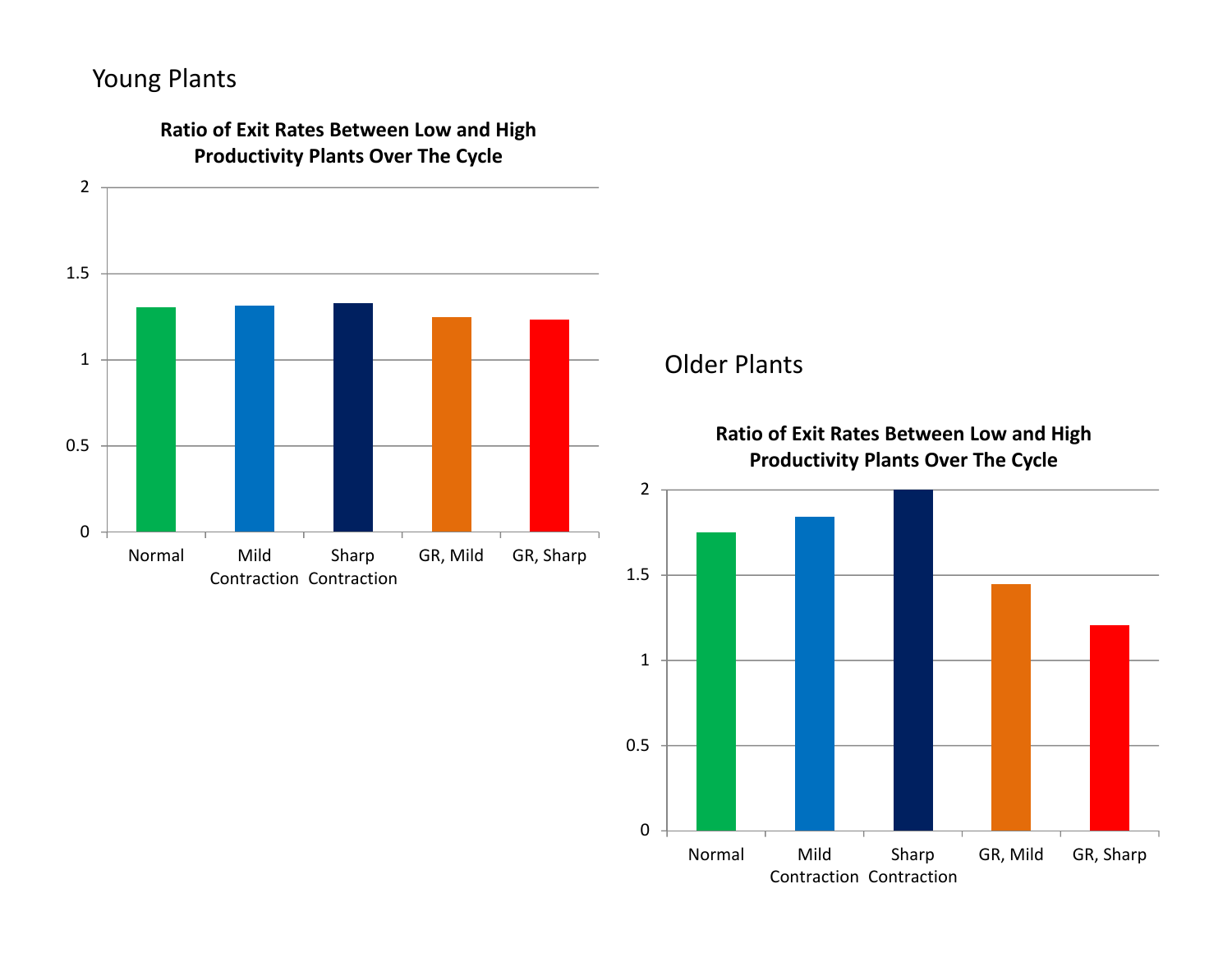## Young Plants

**Ratio of Exit Rates Between Low and High Productivity Plants Over The Cycle**

| | Normal | Mild Contraction | Sharp Contraction | GR, Mild | GR, Sharp |
|---|---|---|---|---|---|
| Ratio | 1.30 | 1.31 | 1.32 | 1.24 | 1.23 |

## Older Plants

**Ratio of Exit Rates Between Low and High Productivity Plants Over The Cycle**

| | Normal | Mild Contraction | Sharp Contraction | GR, Mild | GR, Sharp |
|---|---|---|---|---|---|
| Ratio | 1.75 | 1.84 | 2.00 | 1.45 | 1.20 |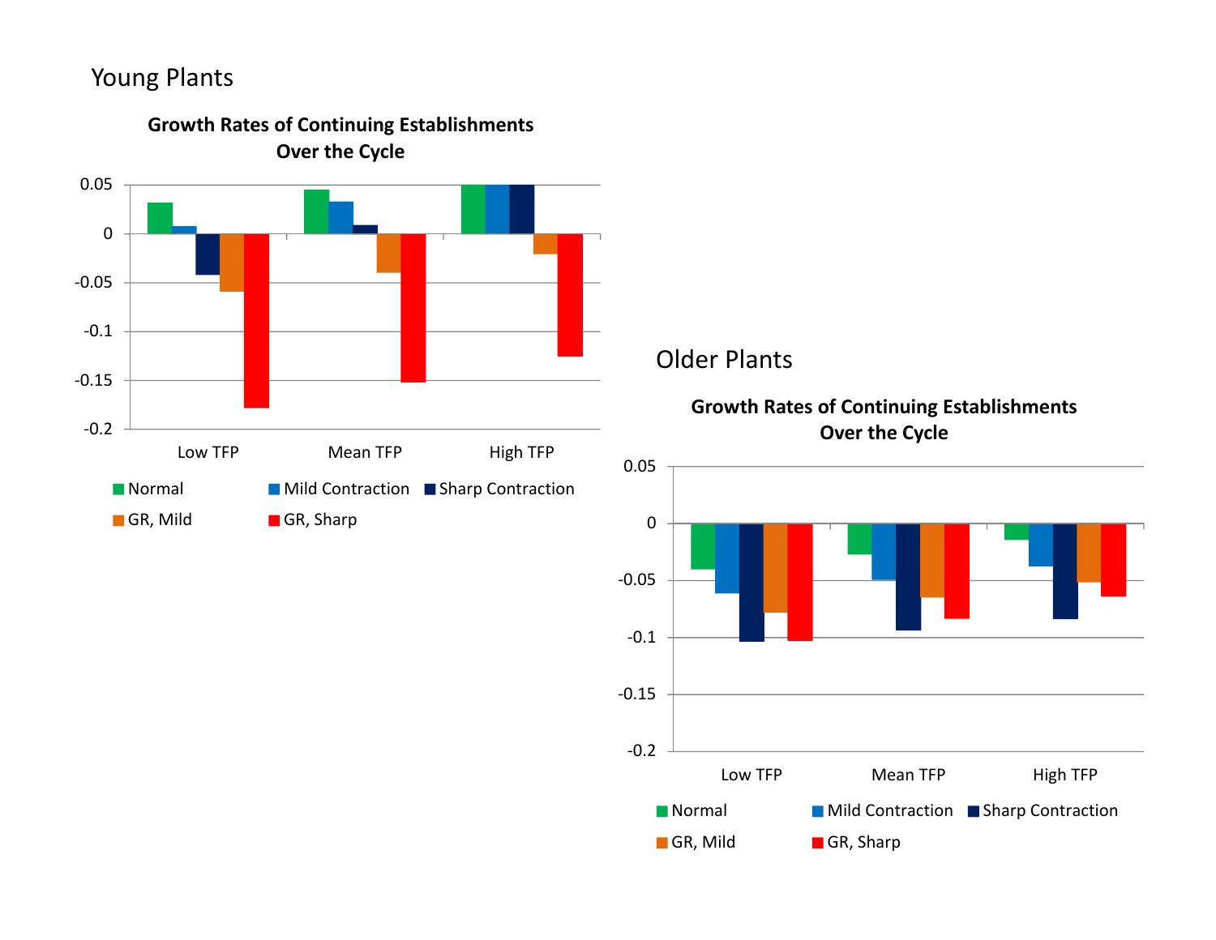Young Plants

**Growth Rates of Continuing Establishments Over the Cycle**

| | Normal | Mild Contraction | Sharp Contraction | GR, Mild | GR, Sharp |
|---|---|---|---|---|---|
| Low TFP | 0.032 | 0.008 | -0.042 | -0.059 | -0.178 |
| Mean TFP | 0.045 | 0.033 | 0.009 | -0.040 | -0.152 |
| High TFP | 0.05 | 0.05 | 0.05 | -0.021 | -0.126 |

Older Plants

**Growth Rates of Continuing Establishments Over the Cycle**

| | Normal | Mild Contraction | Sharp Contraction | GR, Mild | GR, Sharp |
|---|---|---|---|---|---|
| Low TFP | -0.040 | -0.061 | -0.104 | -0.079 | -0.103 |
| Mean TFP | -0.027 | -0.049 | -0.094 | -0.065 | -0.084 |
| High TFP | -0.014 | -0.037 | -0.084 | -0.051 | -0.064 |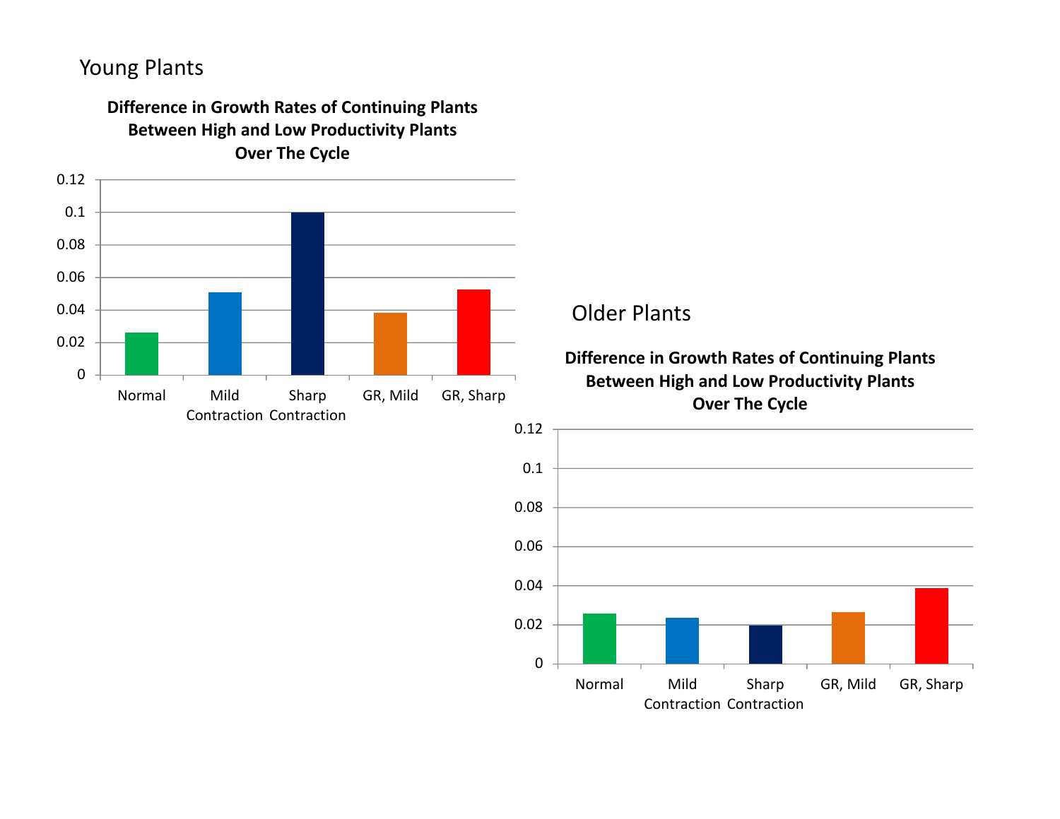Young Plants

**Difference in Growth Rates of Continuing Plants Between High and Low Productivity Plants Over The Cycle**

| | Normal | Mild Contraction | Sharp Contraction | GR, Mild | GR, Sharp |
|---|---|---|---|---|---|

Older Plants

**Difference in Growth Rates of Continuing Plants Between High and Low Productivity Plants Over The Cycle**

| | Normal | Mild Contraction | Sharp Contraction | GR, Mild | GR, Sharp |
|---|---|---|---|---|---|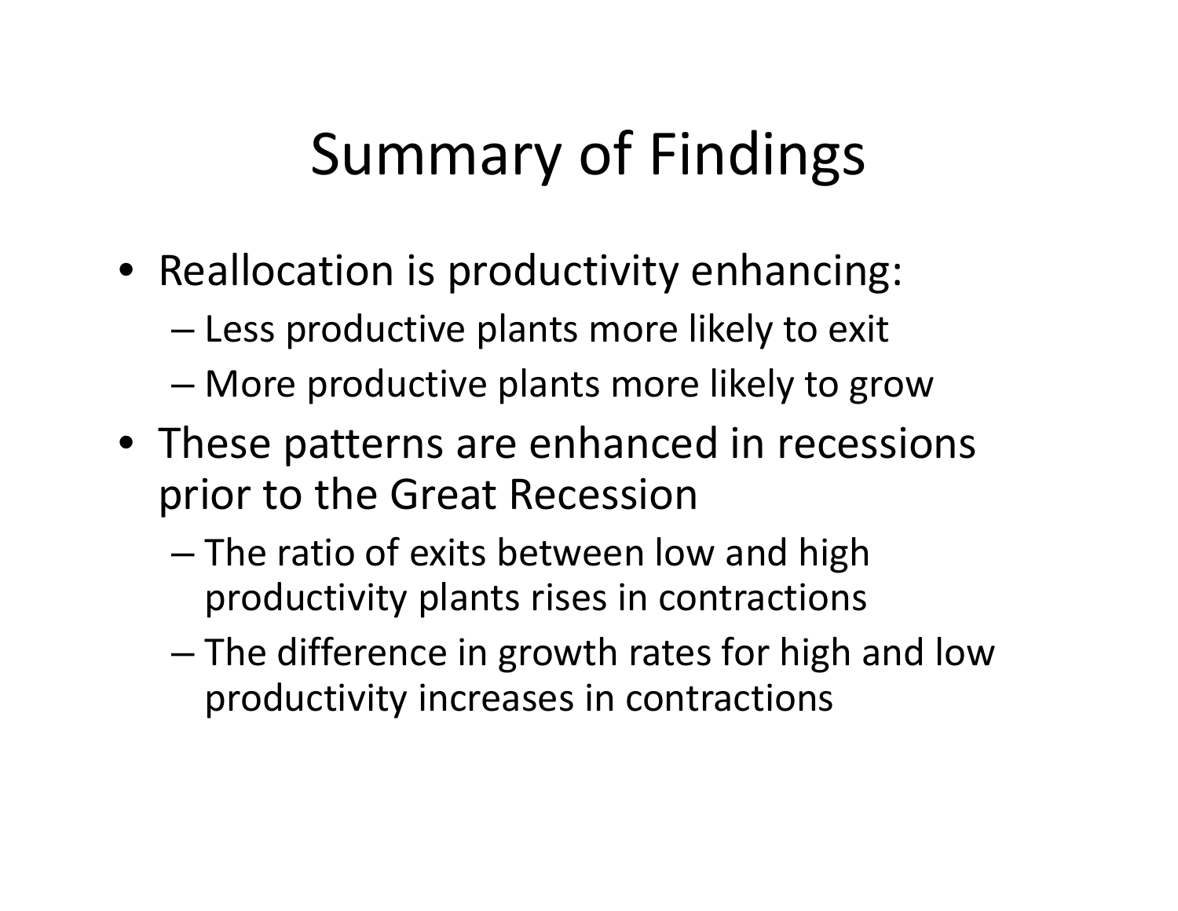# Summary of Findings

- Reallocation is productivity enhancing:
  - Less productive plants more likely to exit
  - More productive plants more likely to grow
- These patterns are enhanced in recessions prior to the Great Recession
  - The ratio of exits between low and high productivity plants rises in contractions
  - The difference in growth rates for high and low productivity increases in contractions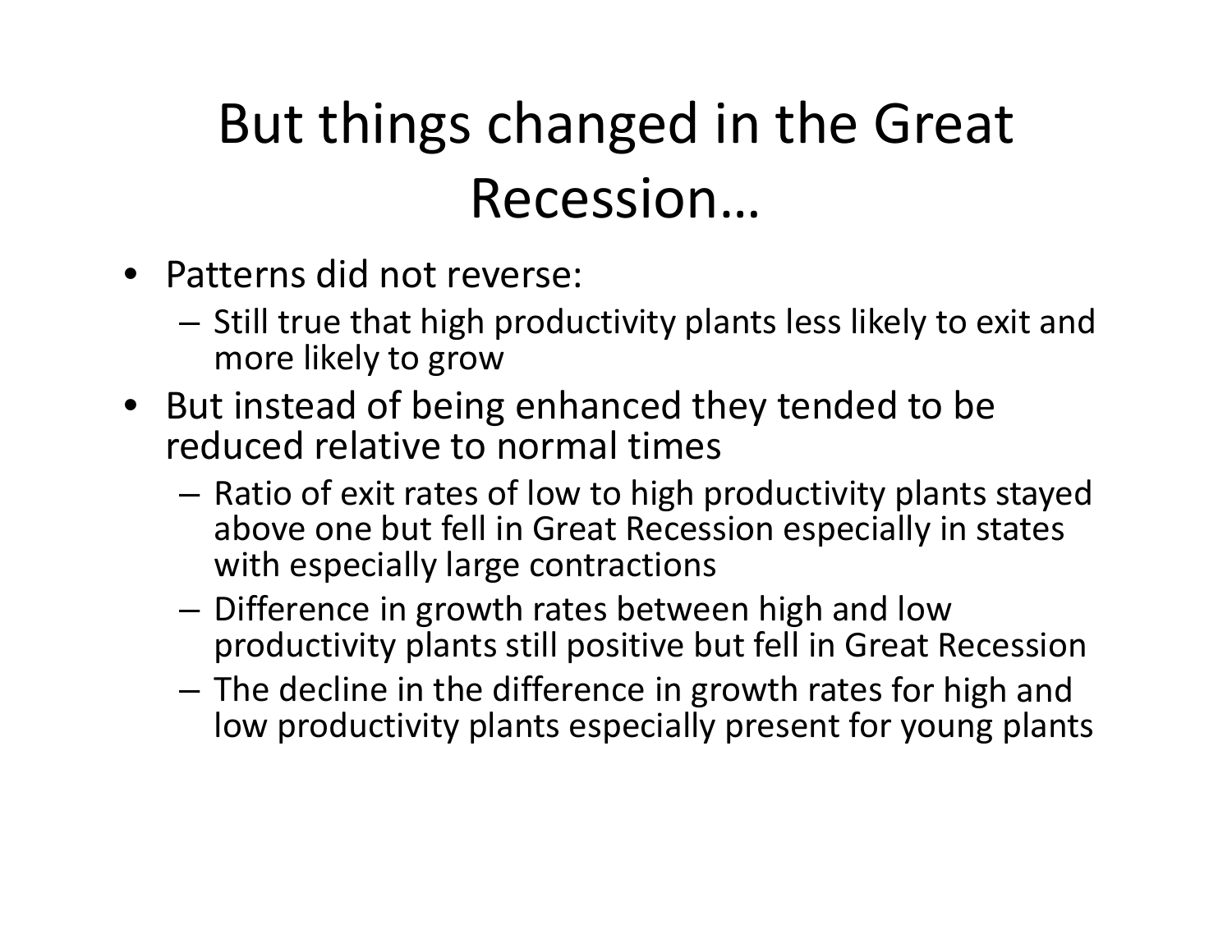# But things changed in the Great Recession…

- Patterns did not reverse:
  - Still true that high productivity plants less likely to exit and more likely to grow
- But instead of being enhanced they tended to be reduced relative to normal times
  - Ratio of exit rates of low to high productivity plants stayed above one but fell in Great Recession especially in states with especially large contractions
  - Difference in growth rates between high and low productivity plants still positive but fell in Great Recession
  - The decline in the difference in growth rates for high and low productivity plants especially present for young plants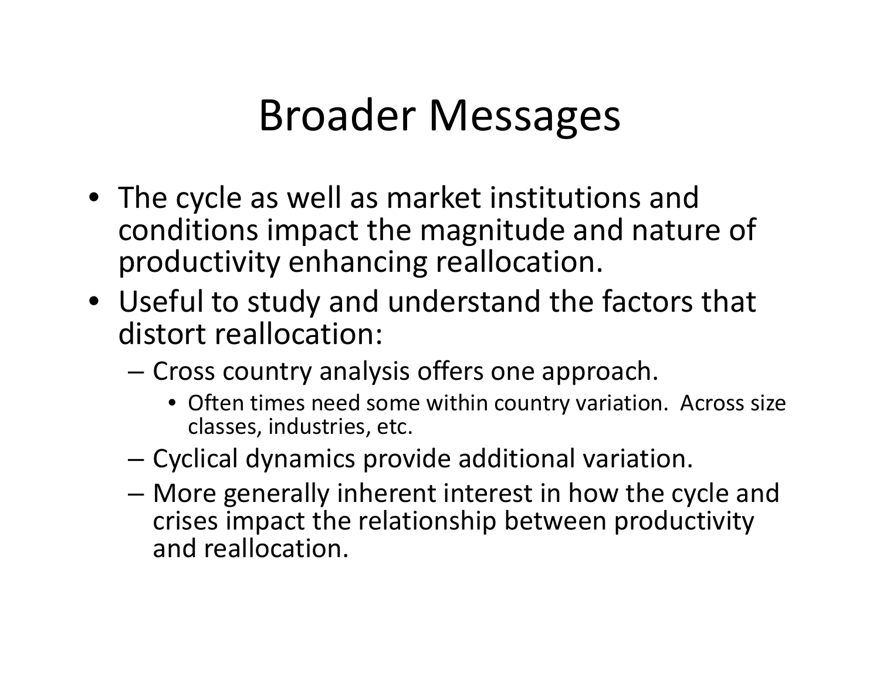# Broader Messages

- The cycle as well as market institutions and conditions impact the magnitude and nature of productivity enhancing reallocation.
- Useful to study and understand the factors that distort reallocation:
  - Cross country analysis offers one approach.
    - Often times need some within country variation. Across size classes, industries, etc.
  - Cyclical dynamics provide additional variation.
  - More generally inherent interest in how the cycle and crises impact the relationship between productivity and reallocation.